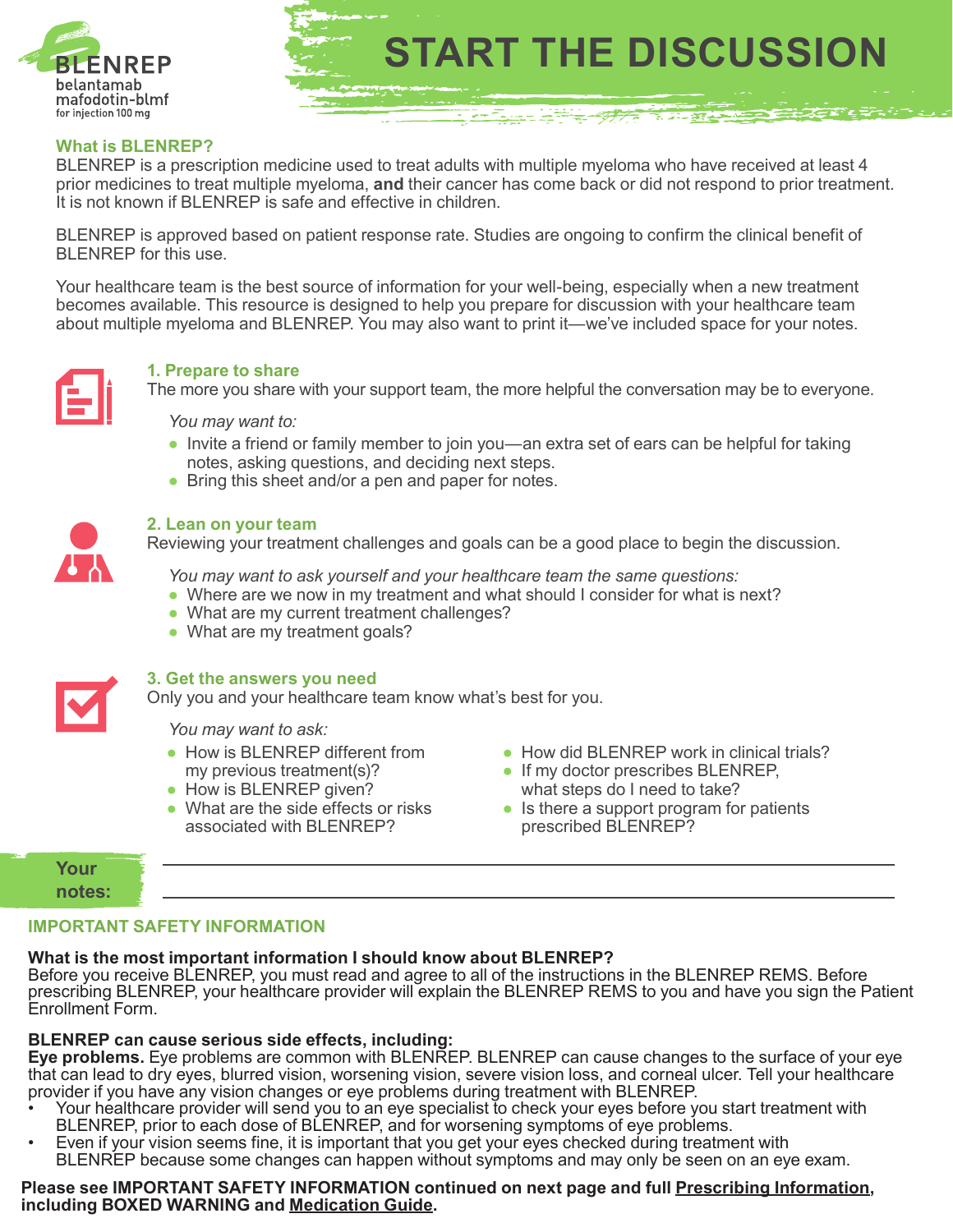BLENREP
belantamab mafodotin-blmf
for injection 100 mg

# START THE DISCUSSION

## What is BLENREP?

BLENREP is a prescription medicine used to treat adults with multiple myeloma who have received at least 4 prior medicines to treat multiple myeloma, **and** their cancer has come back or did not respond to prior treatment. It is not known if BLENREP is safe and effective in children.

BLENREP is approved based on patient response rate. Studies are ongoing to confirm the clinical benefit of BLENREP for this use.

Your healthcare team is the best source of information for your well-being, especially when a new treatment becomes available. This resource is designed to help you prepare for discussion with your healthcare team about multiple myeloma and BLENREP. You may also want to print it—we've included space for your notes.

### 1. Prepare to share

The more you share with your support team, the more helpful the conversation may be to everyone.

*You may want to:*

- Invite a friend or family member to join you—an extra set of ears can be helpful for taking notes, asking questions, and deciding next steps.
- Bring this sheet and/or a pen and paper for notes.

### 2. Lean on your team

Reviewing your treatment challenges and goals can be a good place to begin the discussion.

*You may want to ask yourself and your healthcare team the same questions:*

- Where are we now in my treatment and what should I consider for what is next?
- What are my current treatment challenges?
- What are my treatment goals?

### 3. Get the answers you need

Only you and your healthcare team know what's best for you.

*You may want to ask:*

- How is BLENREP different from my previous treatment(s)?
- How is BLENREP given?
- What are the side effects or risks associated with BLENREP?
- How did BLENREP work in clinical trials?
- If my doctor prescribes BLENREP, what steps do I need to take?
- Is there a support program for patients prescribed BLENREP?

**Your notes:**

______________________________________________

______________________________________________

## IMPORTANT SAFETY INFORMATION

**What is the most important information I should know about BLENREP?**
Before you receive BLENREP, you must read and agree to all of the instructions in the BLENREP REMS. Before prescribing BLENREP, your healthcare provider will explain the BLENREP REMS to you and have you sign the Patient Enrollment Form.

**BLENREP can cause serious side effects, including:**
**Eye problems.** Eye problems are common with BLENREP. BLENREP can cause changes to the surface of your eye that can lead to dry eyes, blurred vision, worsening vision, severe vision loss, and corneal ulcer. Tell your healthcare provider if you have any vision changes or eye problems during treatment with BLENREP.

- Your healthcare provider will send you to an eye specialist to check your eyes before you start treatment with BLENREP, prior to each dose of BLENREP, and for worsening symptoms of eye problems.
- Even if your vision seems fine, it is important that you get your eyes checked during treatment with BLENREP because some changes can happen without symptoms and may only be seen on an eye exam.

**Please see IMPORTANT SAFETY INFORMATION continued on next page and full Prescribing Information, including BOXED WARNING and Medication Guide.**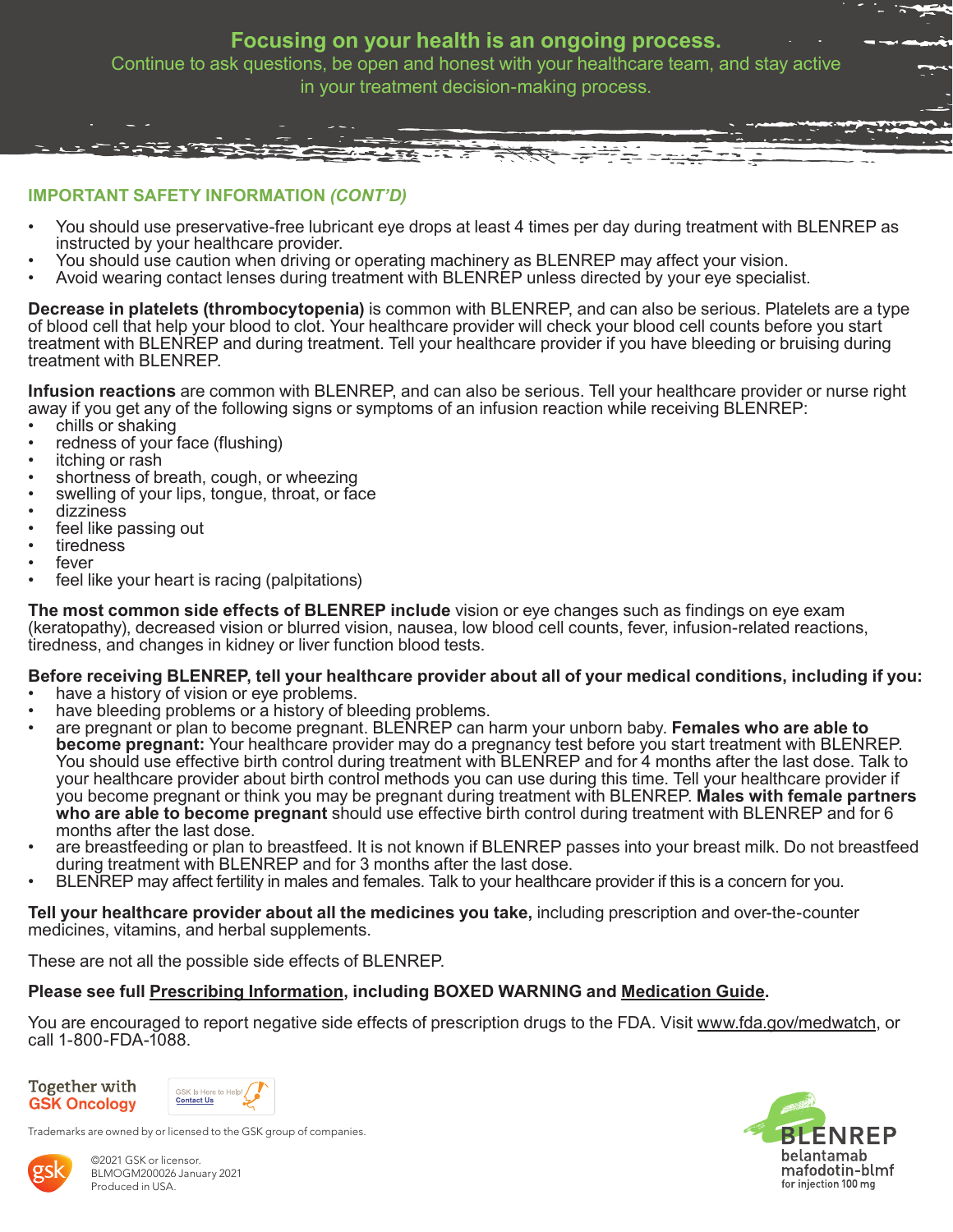**Focusing on your health is an ongoing process.**

Continue to ask questions, be open and honest with your healthcare team, and stay active in your treatment decision-making process.

## IMPORTANT SAFETY INFORMATION *(CONT'D)*

- You should use preservative-free lubricant eye drops at least 4 times per day during treatment with BLENREP as instructed by your healthcare provider.
- You should use caution when driving or operating machinery as BLENREP may affect your vision.
- Avoid wearing contact lenses during treatment with BLENREP unless directed by your eye specialist.

**Decrease in platelets (thrombocytopenia)** is common with BLENREP, and can also be serious. Platelets are a type of blood cell that help your blood to clot. Your healthcare provider will check your blood cell counts before you start treatment with BLENREP and during treatment. Tell your healthcare provider if you have bleeding or bruising during treatment with BLENREP.

**Infusion reactions** are common with BLENREP, and can also be serious. Tell your healthcare provider or nurse right away if you get any of the following signs or symptoms of an infusion reaction while receiving BLENREP:

- chills or shaking
- redness of your face (flushing)
- itching or rash
- shortness of breath, cough, or wheezing
- swelling of your lips, tongue, throat, or face
- dizziness
- feel like passing out
- tiredness
- fever
- feel like your heart is racing (palpitations)

**The most common side effects of BLENREP include** vision or eye changes such as findings on eye exam (keratopathy), decreased vision or blurred vision, nausea, low blood cell counts, fever, infusion-related reactions, tiredness, and changes in kidney or liver function blood tests.

**Before receiving BLENREP, tell your healthcare provider about all of your medical conditions, including if you:**

- have a history of vision or eye problems.
- have bleeding problems or a history of bleeding problems.
- are pregnant or plan to become pregnant. BLENREP can harm your unborn baby. **Females who are able to become pregnant:** Your healthcare provider may do a pregnancy test before you start treatment with BLENREP. You should use effective birth control during treatment with BLENREP and for 4 months after the last dose. Talk to your healthcare provider about birth control methods you can use during this time. Tell your healthcare provider if you become pregnant or think you may be pregnant during treatment with BLENREP. **Males with female partners who are able to become pregnant** should use effective birth control during treatment with BLENREP and for 6 months after the last dose.
- are breastfeeding or plan to breastfeed. It is not known if BLENREP passes into your breast milk. Do not breastfeed during treatment with BLENREP and for 3 months after the last dose.
- BLENREP may affect fertility in males and females. Talk to your healthcare provider if this is a concern for you.

**Tell your healthcare provider about all the medicines you take,** including prescription and over-the-counter medicines, vitamins, and herbal supplements.

These are not all the possible side effects of BLENREP.

**Please see full Prescribing Information, including BOXED WARNING and Medication Guide.**

You are encouraged to report negative side effects of prescription drugs to the FDA. Visit www.fda.gov/medwatch, or call 1-800-FDA-1088.

Together with GSK Oncology

GSK Is Here to Help! Contact Us

Trademarks are owned by or licensed to the GSK group of companies.

©2021 GSK or licensor.
BLMOGM200026 January 2021
Produced in USA.

BLENREP belantamab mafodotin-blmf for injection 100 mg